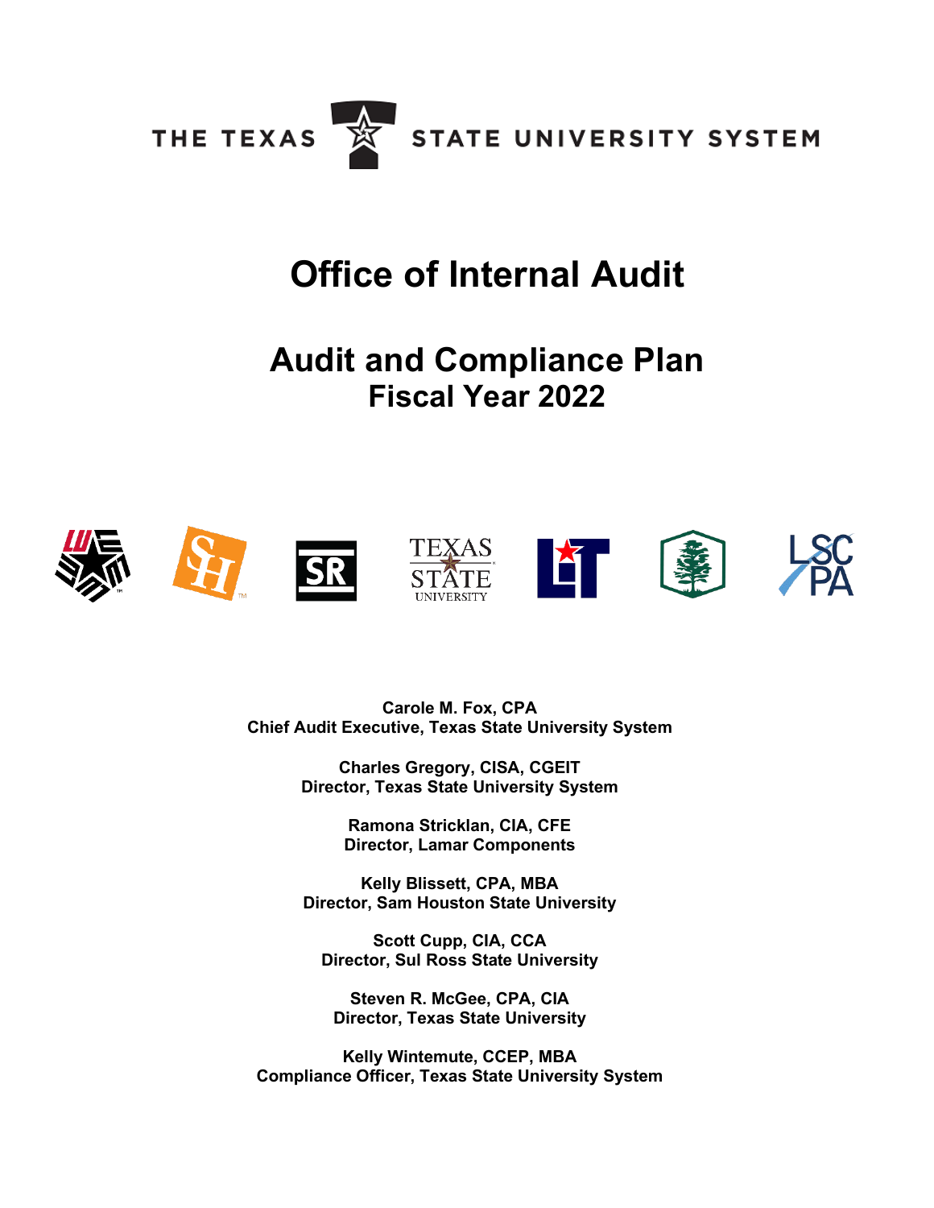THE TEXAS STATE UNIVERSITY SYSTEM

# Office of Internal Audit

## Audit and Compliance Plan
## Fiscal Year 2022

**Carole M. Fox, CPA**
**Chief Audit Executive, Texas State University System**

**Charles Gregory, CISA, CGEIT**
**Director, Texas State University System**

**Ramona Stricklan, CIA, CFE**
**Director, Lamar Components**

**Kelly Blissett, CPA, MBA**
**Director, Sam Houston State University**

**Scott Cupp, CIA, CCA**
**Director, Sul Ross State University**

**Steven R. McGee, CPA, CIA**
**Director, Texas State University**

**Kelly Wintemute, CCEP, MBA**
**Compliance Officer, Texas State University System**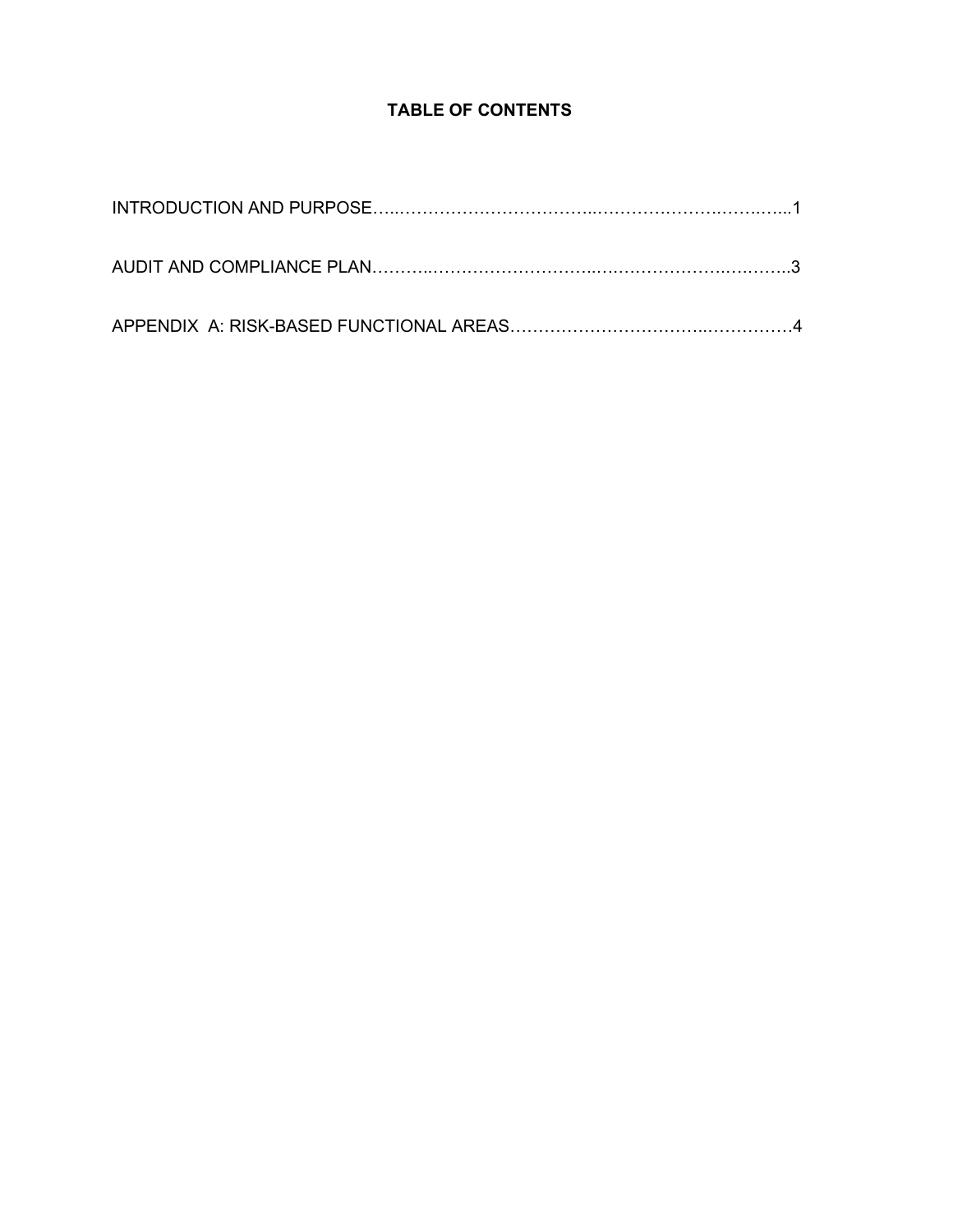# TABLE OF CONTENTS

INTRODUCTION AND PURPOSE…..…………………………..……………….…….…...1

AUDIT AND COMPLIANCE PLAN………..………………………..….….………….……….3

APPENDIX A: RISK-BASED FUNCTIONAL AREAS…………………………..……………4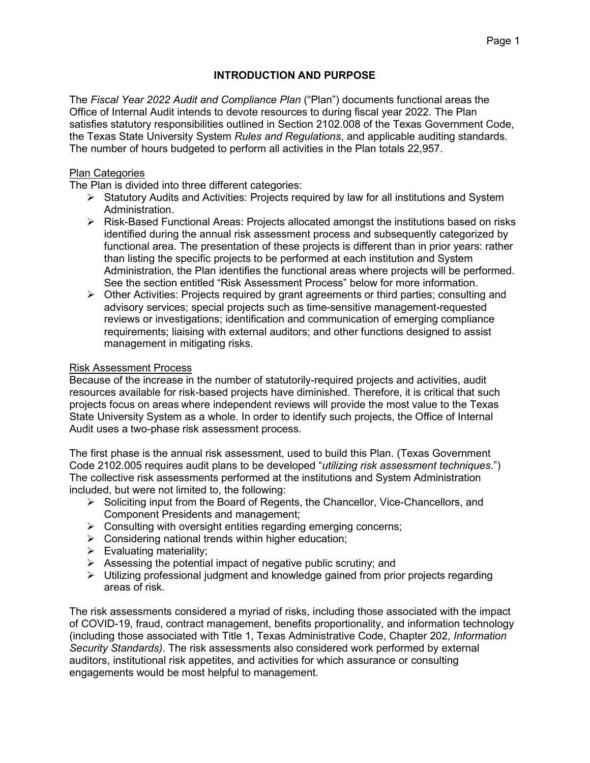## INTRODUCTION AND PURPOSE

The *Fiscal Year 2022 Audit and Compliance Plan* ("Plan") documents functional areas the Office of Internal Audit intends to devote resources to during fiscal year 2022. The Plan satisfies statutory responsibilities outlined in Section 2102.008 of the Texas Government Code, the Texas State University System *Rules and Regulations*, and applicable auditing standards. The number of hours budgeted to perform all activities in the Plan totals 22,957.

### Plan Categories

The Plan is divided into three different categories:

- Statutory Audits and Activities: Projects required by law for all institutions and System Administration.
- Risk-Based Functional Areas: Projects allocated amongst the institutions based on risks identified during the annual risk assessment process and subsequently categorized by functional area. The presentation of these projects is different than in prior years: rather than listing the specific projects to be performed at each institution and System Administration, the Plan identifies the functional areas where projects will be performed. See the section entitled "Risk Assessment Process" below for more information.
- Other Activities: Projects required by grant agreements or third parties; consulting and advisory services; special projects such as time-sensitive management-requested reviews or investigations; identification and communication of emerging compliance requirements; liaising with external auditors; and other functions designed to assist management in mitigating risks.

### Risk Assessment Process

Because of the increase in the number of statutorily-required projects and activities, audit resources available for risk-based projects have diminished. Therefore, it is critical that such projects focus on areas where independent reviews will provide the most value to the Texas State University System as a whole. In order to identify such projects, the Office of Internal Audit uses a two-phase risk assessment process.

The first phase is the annual risk assessment, used to build this Plan. (Texas Government Code 2102.005 requires audit plans to be developed "*utilizing risk assessment techniques*.") The collective risk assessments performed at the institutions and System Administration included, but were not limited to, the following:

- Soliciting input from the Board of Regents, the Chancellor, Vice-Chancellors, and Component Presidents and management;
- Consulting with oversight entities regarding emerging concerns;
- Considering national trends within higher education;
- Evaluating materiality;
- Assessing the potential impact of negative public scrutiny; and
- Utilizing professional judgment and knowledge gained from prior projects regarding areas of risk.

The risk assessments considered a myriad of risks, including those associated with the impact of COVID-19, fraud, contract management, benefits proportionality, and information technology (including those associated with Title 1, Texas Administrative Code, Chapter 202, *Information Security Standards)*. The risk assessments also considered work performed by external auditors, institutional risk appetites, and activities for which assurance or consulting engagements would be most helpful to management.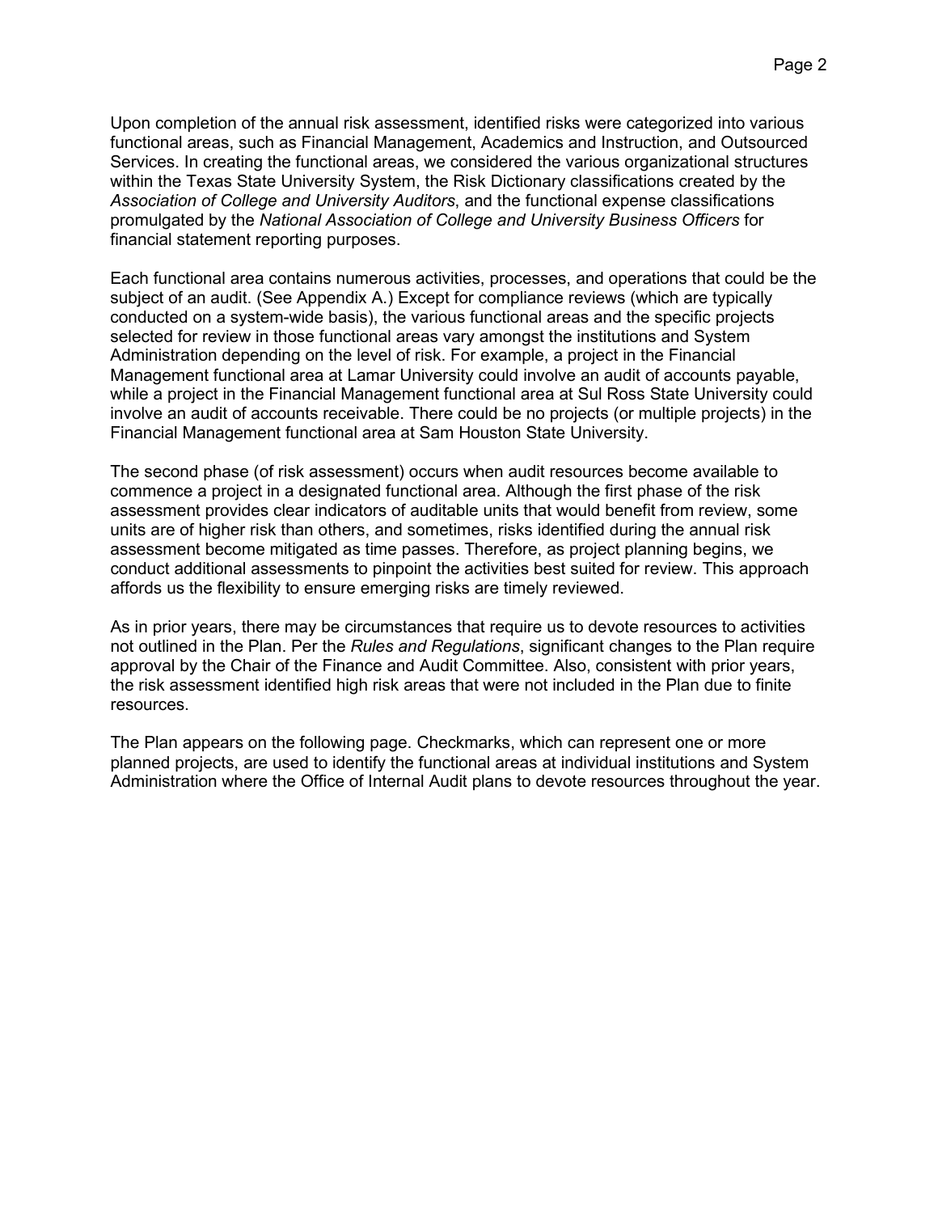Upon completion of the annual risk assessment, identified risks were categorized into various functional areas, such as Financial Management, Academics and Instruction, and Outsourced Services. In creating the functional areas, we considered the various organizational structures within the Texas State University System, the Risk Dictionary classifications created by the *Association of College and University Auditors*, and the functional expense classifications promulgated by the *National Association of College and University Business Officers* for financial statement reporting purposes.

Each functional area contains numerous activities, processes, and operations that could be the subject of an audit. (See Appendix A.) Except for compliance reviews (which are typically conducted on a system-wide basis), the various functional areas and the specific projects selected for review in those functional areas vary amongst the institutions and System Administration depending on the level of risk. For example, a project in the Financial Management functional area at Lamar University could involve an audit of accounts payable, while a project in the Financial Management functional area at Sul Ross State University could involve an audit of accounts receivable. There could be no projects (or multiple projects) in the Financial Management functional area at Sam Houston State University.

The second phase (of risk assessment) occurs when audit resources become available to commence a project in a designated functional area. Although the first phase of the risk assessment provides clear indicators of auditable units that would benefit from review, some units are of higher risk than others, and sometimes, risks identified during the annual risk assessment become mitigated as time passes. Therefore, as project planning begins, we conduct additional assessments to pinpoint the activities best suited for review. This approach affords us the flexibility to ensure emerging risks are timely reviewed.

As in prior years, there may be circumstances that require us to devote resources to activities not outlined in the Plan. Per the *Rules and Regulations*, significant changes to the Plan require approval by the Chair of the Finance and Audit Committee. Also, consistent with prior years, the risk assessment identified high risk areas that were not included in the Plan due to finite resources.

The Plan appears on the following page. Checkmarks, which can represent one or more planned projects, are used to identify the functional areas at individual institutions and System Administration where the Office of Internal Audit plans to devote resources throughout the year.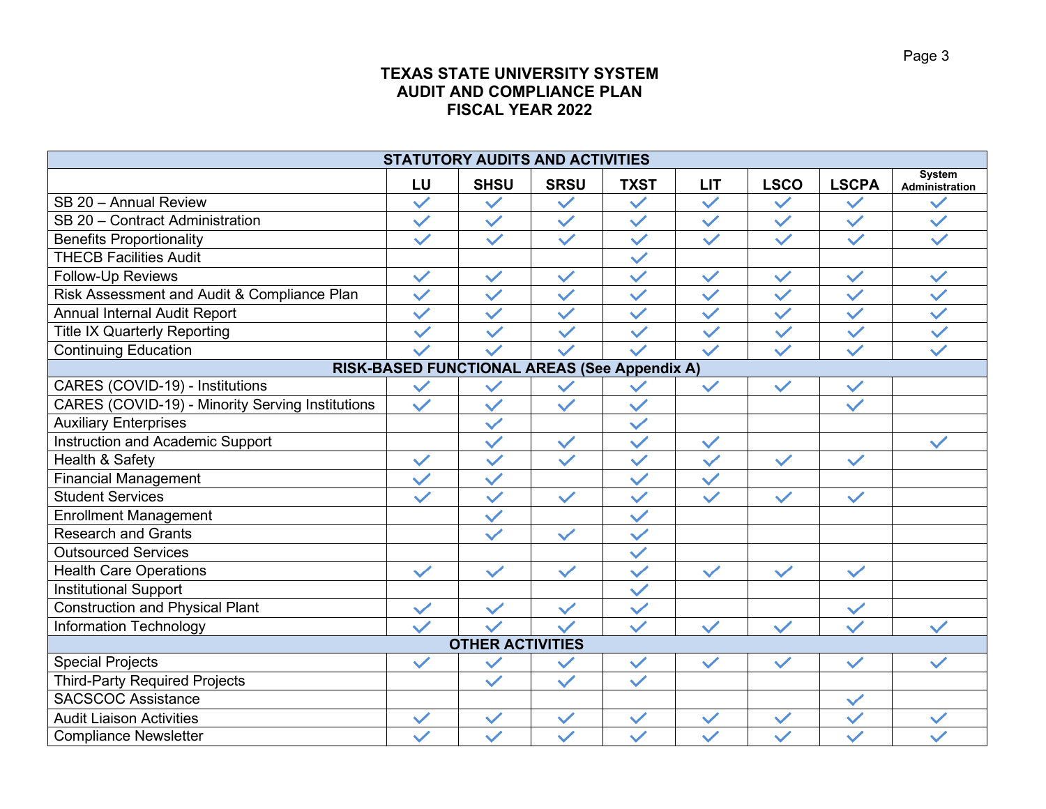# TEXAS STATE UNIVERSITY SYSTEM
# AUDIT AND COMPLIANCE PLAN
# FISCAL YEAR 2022

| | LU | SHSU | SRSU | TXST | LIT | LSCO | LSCPA | System Administration |
|---|---|---|---|---|---|---|---|---|
| **STATUTORY AUDITS AND ACTIVITIES** | | | | | | | | |
| SB 20 – Annual Review | ✓ | ✓ | ✓ | ✓ | ✓ | ✓ | ✓ | ✓ |
| SB 20 – Contract Administration | ✓ | ✓ | ✓ | ✓ | ✓ | ✓ | ✓ | ✓ |
| Benefits Proportionality | ✓ | ✓ | ✓ | ✓ | ✓ | ✓ | ✓ | ✓ |
| THECB Facilities Audit | | | | ✓ | | | | |
| Follow-Up Reviews | ✓ | ✓ | ✓ | ✓ | ✓ | ✓ | ✓ | ✓ |
| Risk Assessment and Audit & Compliance Plan | ✓ | ✓ | ✓ | ✓ | ✓ | ✓ | ✓ | ✓ |
| Annual Internal Audit Report | ✓ | ✓ | ✓ | ✓ | ✓ | ✓ | ✓ | ✓ |
| Title IX Quarterly Reporting | ✓ | ✓ | ✓ | ✓ | ✓ | ✓ | ✓ | ✓ |
| Continuing Education | ✓ | ✓ | ✓ | ✓ | ✓ | ✓ | ✓ | ✓ |
| **RISK-BASED FUNCTIONAL AREAS (See Appendix A)** | | | | | | | | |
| CARES (COVID-19) - Institutions | ✓ | ✓ | ✓ | ✓ | ✓ | ✓ | ✓ | |
| CARES (COVID-19) - Minority Serving Institutions | ✓ | ✓ | ✓ | ✓ | | | ✓ | |
| Auxiliary Enterprises | | ✓ | | ✓ | | | | |
| Instruction and Academic Support | | ✓ | ✓ | ✓ | ✓ | | | ✓ |
| Health & Safety | ✓ | ✓ | ✓ | ✓ | ✓ | ✓ | ✓ | |
| Financial Management | ✓ | ✓ | | ✓ | ✓ | | | |
| Student Services | ✓ | ✓ | ✓ | ✓ | ✓ | ✓ | ✓ | |
| Enrollment Management | | ✓ | | ✓ | | | | |
| Research and Grants | | ✓ | ✓ | ✓ | | | | |
| Outsourced Services | | | | ✓ | | | | |
| Health Care Operations | ✓ | ✓ | ✓ | ✓ | ✓ | ✓ | ✓ | |
| Institutional Support | | | | ✓ | | | | |
| Construction and Physical Plant | ✓ | ✓ | ✓ | ✓ | | | ✓ | |
| Information Technology | ✓ | ✓ | ✓ | ✓ | ✓ | ✓ | ✓ | ✓ |
| **OTHER ACTIVITIES** | | | | | | | | |
| Special Projects | ✓ | ✓ | ✓ | ✓ | ✓ | ✓ | ✓ | ✓ |
| Third-Party Required Projects | | ✓ | ✓ | ✓ | | | | |
| SACSCOC Assistance | | | | | | | ✓ | |
| Audit Liaison Activities | ✓ | ✓ | ✓ | ✓ | ✓ | ✓ | ✓ | ✓ |
| Compliance Newsletter | ✓ | ✓ | ✓ | ✓ | ✓ | ✓ | ✓ | ✓ |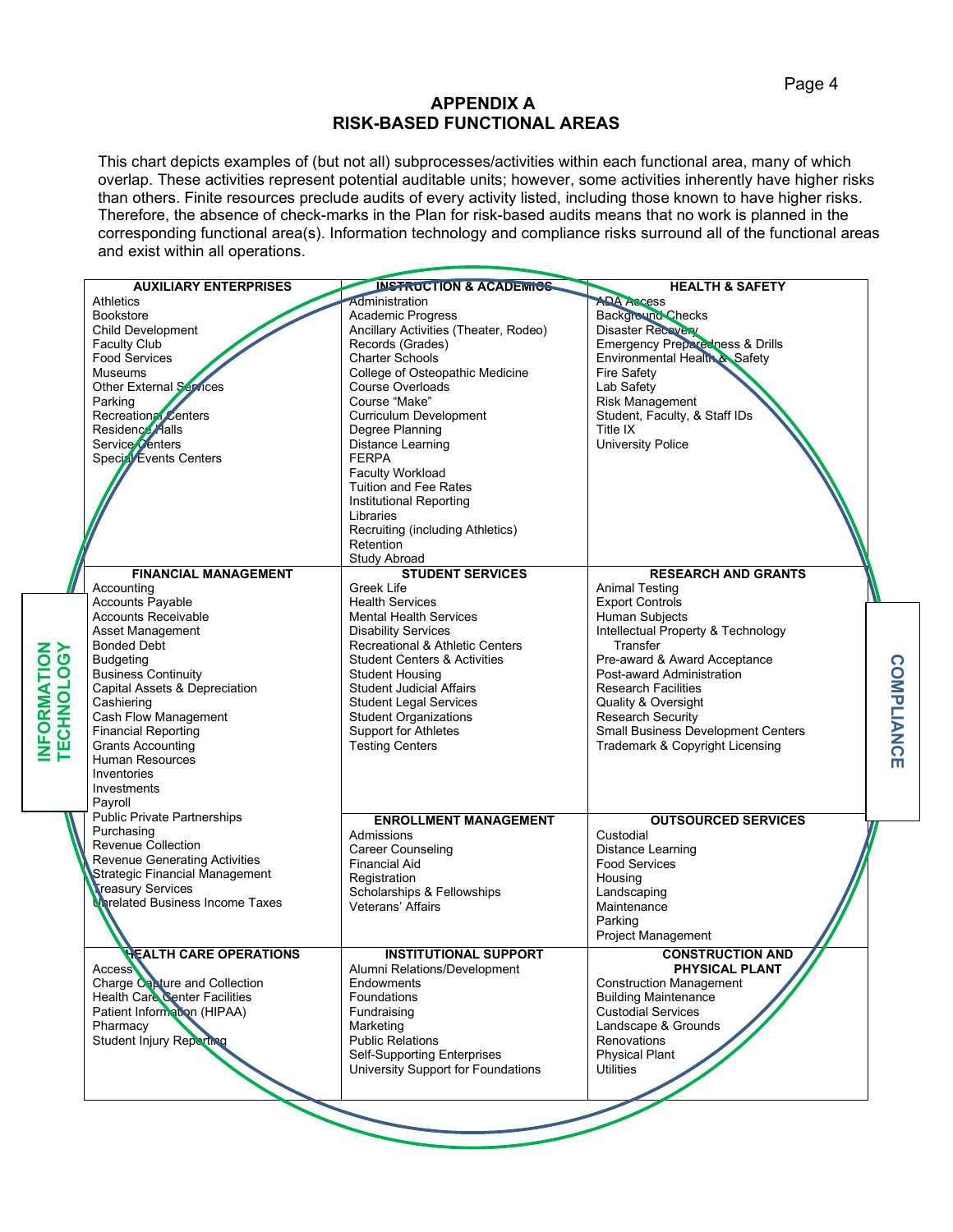## APPENDIX A
## RISK-BASED FUNCTIONAL AREAS

This chart depicts examples of (but not all) subprocesses/activities within each functional area, many of which overlap. These activities represent potential auditable units; however, some activities inherently have higher risks than others. Finite resources preclude audits of every activity listed, including those known to have higher risks. Therefore, the absence of check-marks in the Plan for risk-based audits means that no work is planned in the corresponding functional area(s). Information technology and compliance risks surround all of the functional areas and exist within all operations.

INFORMATION TECHNOLOGY

COMPLIANCE

| | | |
|---|---|---|
| **AUXILIARY ENTERPRISES**<br>Athletics<br>Bookstore<br>Child Development<br>Faculty Club<br>Food Services<br>Museums<br>Other External Services<br>Parking<br>Recreational Centers<br>Residence Halls<br>Service Centers<br>Special Events Centers | **INSTRUCTION & ACADEMICS**<br>Administration<br>Academic Progress<br>Ancillary Activities (Theater, Rodeo)<br>Records (Grades)<br>Charter Schools<br>College of Osteopathic Medicine<br>Course Overloads<br>Course "Make"<br>Curriculum Development<br>Degree Planning<br>Distance Learning<br>FERPA<br>Faculty Workload<br>Tuition and Fee Rates<br>Institutional Reporting<br>Libraries<br>Recruiting (including Athletics)<br>Retention<br>Study Abroad | **HEALTH & SAFETY**<br>ADA Access<br>Background Checks<br>Disaster Recovery<br>Emergency Preparedness & Drills<br>Environmental Health & Safety<br>Fire Safety<br>Lab Safety<br>Risk Management<br>Student, Faculty, & Staff IDs<br>Title IX<br>University Police |
| **FINANCIAL MANAGEMENT**<br>Accounting<br>Accounts Payable<br>Accounts Receivable<br>Asset Management<br>Bonded Debt<br>Budgeting<br>Business Continuity<br>Capital Assets & Depreciation<br>Cashiering<br>Cash Flow Management<br>Financial Reporting<br>Grants Accounting<br>Human Resources<br>Inventories<br>Investments<br>Payroll<br>Public Private Partnerships<br>Purchasing<br>Revenue Collection<br>Revenue Generating Activities<br>Strategic Financial Management<br>Treasury Services<br>Unrelated Business Income Taxes | **STUDENT SERVICES**<br>Greek Life<br>Health Services<br>Mental Health Services<br>Disability Services<br>Recreational & Athletic Centers<br>Student Centers & Activities<br>Student Housing<br>Student Judicial Affairs<br>Student Legal Services<br>Student Organizations<br>Support for Athletes<br>Testing Centers<br><br>**ENROLLMENT MANAGEMENT**<br>Admissions<br>Career Counseling<br>Financial Aid<br>Registration<br>Scholarships & Fellowships<br>Veterans' Affairs | **RESEARCH AND GRANTS**<br>Animal Testing<br>Export Controls<br>Human Subjects<br>Intellectual Property & Technology Transfer<br>Pre-award & Award Acceptance<br>Post-award Administration<br>Research Facilities<br>Quality & Oversight<br>Research Security<br>Small Business Development Centers<br>Trademark & Copyright Licensing<br><br>**OUTSOURCED SERVICES**<br>Custodial<br>Distance Learning<br>Food Services<br>Housing<br>Landscaping<br>Maintenance<br>Parking<br>Project Management |
| **HEALTH CARE OPERATIONS**<br>Access<br>Charge Capture and Collection<br>Health Care Center Facilities<br>Patient Information (HIPAA)<br>Pharmacy<br>Student Injury Reporting | **INSTITUTIONAL SUPPORT**<br>Alumni Relations/Development<br>Endowments<br>Foundations<br>Fundraising<br>Marketing<br>Public Relations<br>Self-Supporting Enterprises<br>University Support for Foundations | **CONSTRUCTION AND PHYSICAL PLANT**<br>Construction Management<br>Building Maintenance<br>Custodial Services<br>Landscape & Grounds<br>Renovations<br>Physical Plant<br>Utilities |